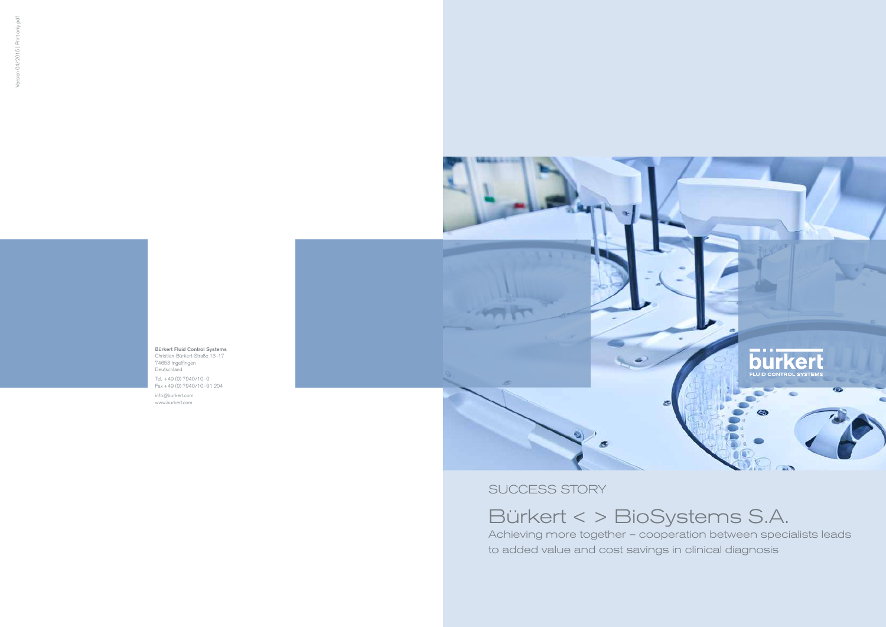Version 04/2015 | Print only pdf

**Bürkert Fluid Control Systems**
Christian-Bürkert-Straße 13-17
74653 Ingelfingen
Deutschland

Tel. +49 (0) 7940/10-0
Fax +49 (0) 7940/10-91 204

info@burkert.com
www.burkert.com

bürkert
FLUID CONTROL SYSTEMS

SUCCESS STORY

# Bürkert < > BioSystems S.A.

Achieving more together – cooperation between specialists leads to added value and cost savings in clinical diagnosis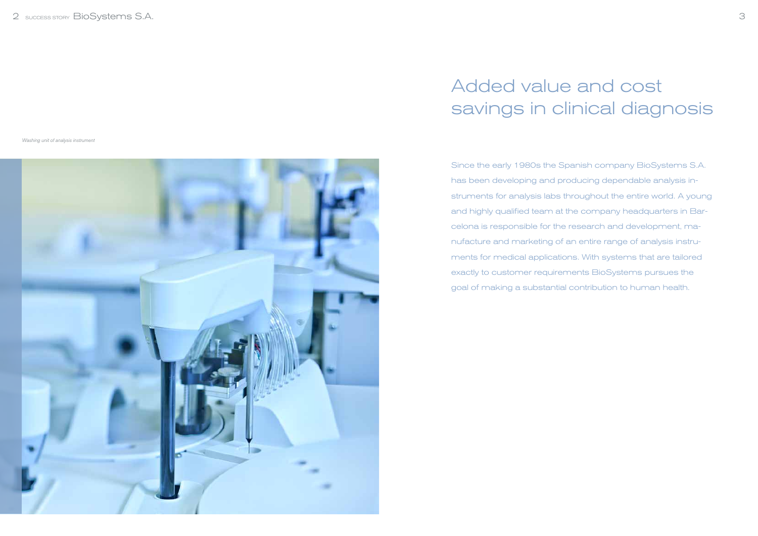Washing unit of analysis instrument

# Added value and cost savings in clinical diagnosis

Since the early 1980s the Spanish company BioSystems S.A. has been developing and producing dependable analysis instruments for analysis labs throughout the entire world. A young and highly qualified team at the company headquarters in Barcelona is responsible for the research and development, manufacture and marketing of an entire range of analysis instruments for medical applications. With systems that are tailored exactly to customer requirements BioSystems pursues the goal of making a substantial contribution to human health.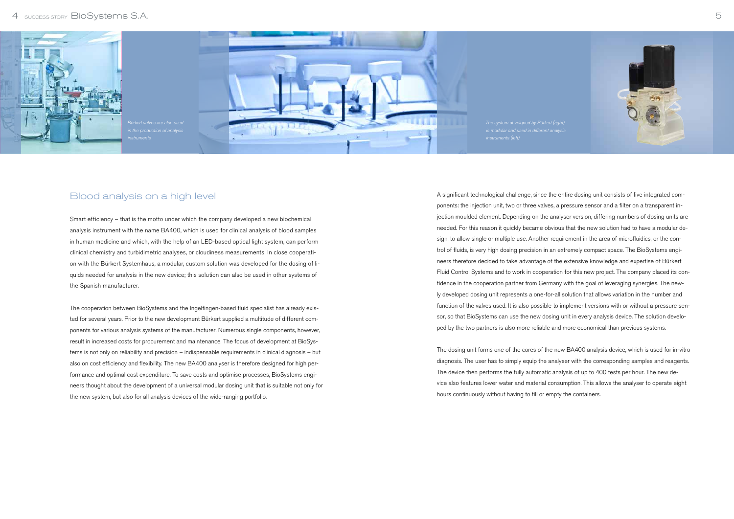*Bürkert valves are also used in the production of analysis instruments*

*The system developed by Bürkert (right) is modular and used in different analysis instruments (left)*

## Blood analysis on a high level

Smart efficiency – that is the motto under which the company developed a new biochemical analysis instrument with the name BA400, which is used for clinical analysis of blood samples in human medicine and which, with the help of an LED-based optical light system, can perform clinical chemistry and turbidimetric analyses, or cloudiness measurements. In close cooperation with the Bürkert Systemhaus, a modular, custom solution was developed for the dosing of liquids needed for analysis in the new device; this solution can also be used in other systems of the Spanish manufacturer.

The cooperation between BioSystems and the Ingelfingen-based fluid specialist has already existed for several years. Prior to the new development Bürkert supplied a multitude of different components for various analysis systems of the manufacturer. Numerous single components, however, result in increased costs for procurement and maintenance. The focus of development at BioSystems is not only on reliability and precision – indispensable requirements in clinical diagnosis – but also on cost efficiency and flexibility. The new BA400 analyser is therefore designed for high performance and optimal cost expenditure. To save costs and optimise processes, BioSystems engineers thought about the development of a universal modular dosing unit that is suitable not only for the new system, but also for all analysis devices of the wide-ranging portfolio.

A significant technological challenge, since the entire dosing unit consists of five integrated components: the injection unit, two or three valves, a pressure sensor and a filter on a transparent injection moulded element. Depending on the analyser version, differing numbers of dosing units are needed. For this reason it quickly became obvious that the new solution had to have a modular design, to allow single or multiple use. Another requirement in the area of microfluidics, or the control of fluids, is very high dosing precision in an extremely compact space. The BioSystems engineers therefore decided to take advantage of the extensive knowledge and expertise of Bürkert Fluid Control Systems and to work in cooperation for this new project. The company placed its confidence in the cooperation partner from Germany with the goal of leveraging synergies. The newly developed dosing unit represents a one-for-all solution that allows variation in the number and function of the valves used. It is also possible to implement versions with or without a pressure sensor, so that BioSystems can use the new dosing unit in every analysis device. The solution developed by the two partners is also more reliable and more economical than previous systems.

The dosing unit forms one of the cores of the new BA400 analysis device, which is used for in-vitro diagnosis. The user has to simply equip the analyser with the corresponding samples and reagents. The device then performs the fully automatic analysis of up to 400 tests per hour. The new device also features lower water and material consumption. This allows the analyser to operate eight hours continuously without having to fill or empty the containers.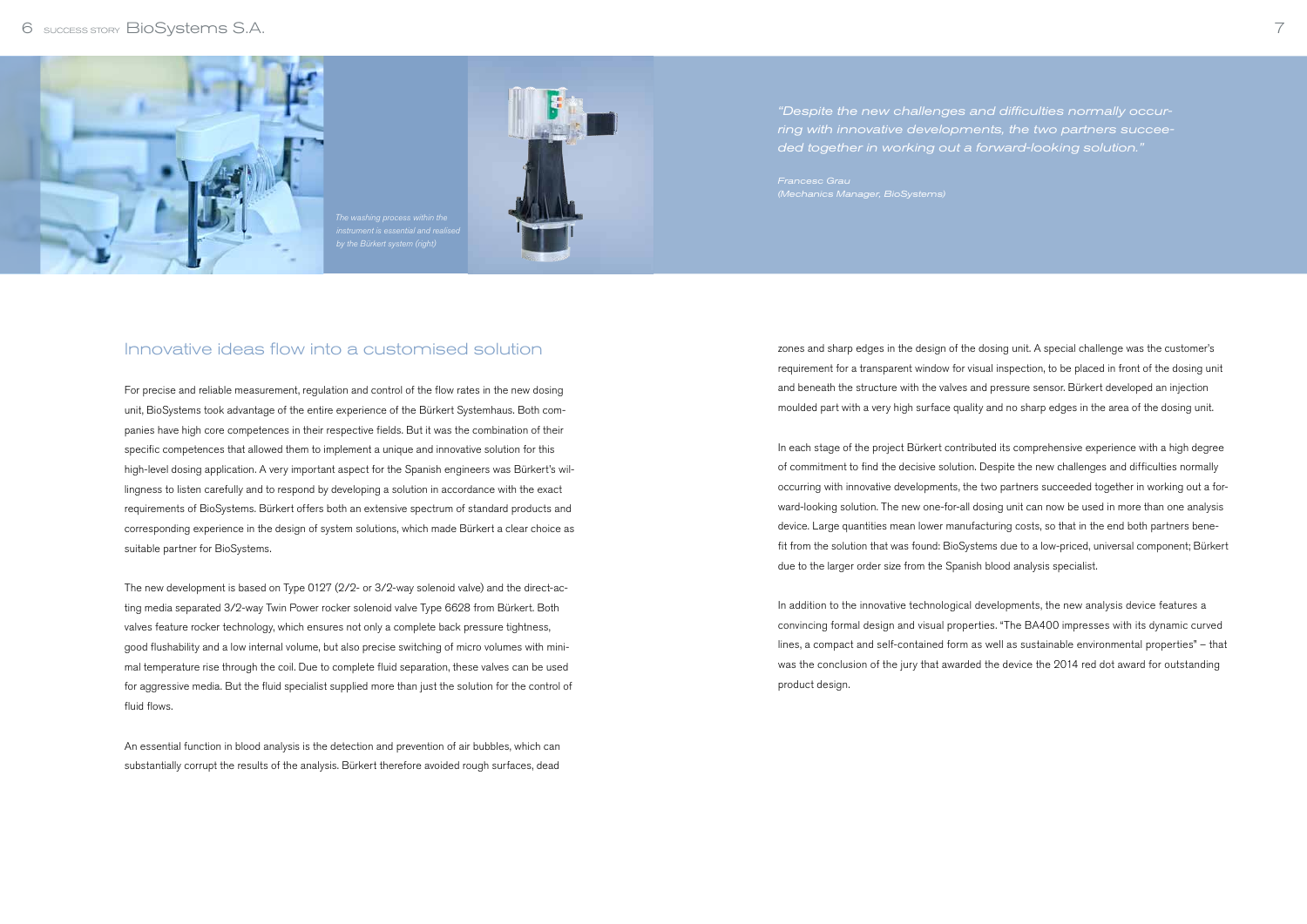The washing process within the instrument is essential and realised by the Bürkert system (right)

*"Despite the new challenges and difficulties normally occurring with innovative developments, the two partners succeeded together in working out a forward-looking solution."*

*Francesc Grau*
*(Mechanics Manager, BioSystems)*

## Innovative ideas flow into a customised solution

For precise and reliable measurement, regulation and control of the flow rates in the new dosing unit, BioSystems took advantage of the entire experience of the Bürkert Systemhaus. Both companies have high core competences in their respective fields. But it was the combination of their specific competences that allowed them to implement a unique and innovative solution for this high-level dosing application. A very important aspect for the Spanish engineers was Bürkert's willingness to listen carefully and to respond by developing a solution in accordance with the exact requirements of BioSystems. Bürkert offers both an extensive spectrum of standard products and corresponding experience in the design of system solutions, which made Bürkert a clear choice as suitable partner for BioSystems.

The new development is based on Type 0127 (2/2- or 3/2-way solenoid valve) and the direct-acting media separated 3/2-way Twin Power rocker solenoid valve Type 6628 from Bürkert. Both valves feature rocker technology, which ensures not only a complete back pressure tightness, good flushability and a low internal volume, but also precise switching of micro volumes with minimal temperature rise through the coil. Due to complete fluid separation, these valves can be used for aggressive media. But the fluid specialist supplied more than just the solution for the control of fluid flows.

An essential function in blood analysis is the detection and prevention of air bubbles, which can substantially corrupt the results of the analysis. Bürkert therefore avoided rough surfaces, dead zones and sharp edges in the design of the dosing unit. A special challenge was the customer's requirement for a transparent window for visual inspection, to be placed in front of the dosing unit and beneath the structure with the valves and pressure sensor. Bürkert developed an injection moulded part with a very high surface quality and no sharp edges in the area of the dosing unit.

In each stage of the project Bürkert contributed its comprehensive experience with a high degree of commitment to find the decisive solution. Despite the new challenges and difficulties normally occurring with innovative developments, the two partners succeeded together in working out a forward-looking solution. The new one-for-all dosing unit can now be used in more than one analysis device. Large quantities mean lower manufacturing costs, so that in the end both partners benefit from the solution that was found: BioSystems due to a low-priced, universal component; Bürkert due to the larger order size from the Spanish blood analysis specialist.

In addition to the innovative technological developments, the new analysis device features a convincing formal design and visual properties. "The BA400 impresses with its dynamic curved lines, a compact and self-contained form as well as sustainable environmental properties" – that was the conclusion of the jury that awarded the device the 2014 red dot award for outstanding product design.